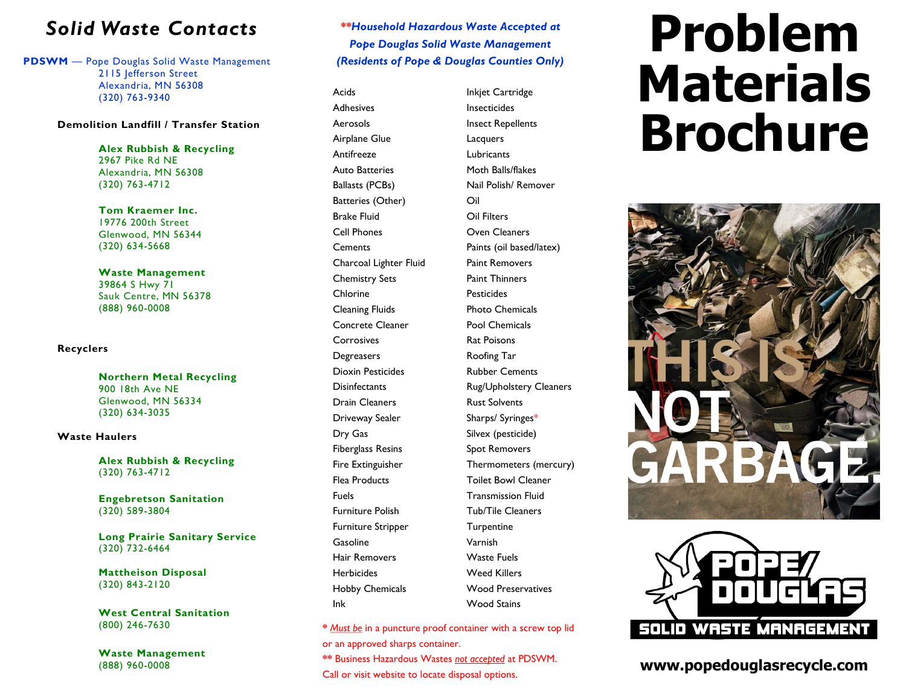## Solid Waste Contacts

**PDSWM** — Pope Douglas Solid Waste Management
2115 Jefferson Street
Alexandria, MN 56308
(320) 763-9340

### Demolition Landfill / Transfer Station

**Alex Rubbish & Recycling**
2967 Pike Rd NE
Alexandria, MN 56308
(320) 763-4712

**Tom Kraemer Inc.**
19776 200th Street
Glenwood, MN 56344
(320) 634-5668

**Waste Management**
39864 S Hwy 71
Sauk Centre, MN 56378
(888) 960-0008

### Recyclers

**Northern Metal Recycling**
900 18th Ave NE
Glenwood, MN 56334
(320) 634-3035

### Waste Haulers

**Alex Rubbish & Recycling**
(320) 763-4712

**Engebretson Sanitation**
(320) 589-3804

**Long Prairie Sanitary Service**
(320) 732-6464

**Mattheison Disposal**
(320) 843-2120

**West Central Sanitation**
(800) 246-7630

**Waste Management**
(888) 960-0008

### **Household Hazardous Waste Accepted at Pope Douglas Solid Waste Management (Residents of Pope & Douglas Counties Only)

- Acids
- Adhesives
- Aerosols
- Airplane Glue
- Antifreeze
- Auto Batteries
- Ballasts (PCBs)
- Batteries (Other)
- Brake Fluid
- Cell Phones
- Cements
- Charcoal Lighter Fluid
- Chemistry Sets
- Chlorine
- Cleaning Fluids
- Concrete Cleaner
- Corrosives
- Degreasers
- Dioxin Pesticides
- Disinfectants
- Drain Cleaners
- Driveway Sealer
- Dry Gas
- Fiberglass Resins
- Fire Extinguisher
- Flea Products
- Fuels
- Furniture Polish
- Furniture Stripper
- Gasoline
- Hair Removers
- Herbicides
- Hobby Chemicals
- Ink
- Inkjet Cartridge
- Insecticides
- Insect Repellents
- Lacquers
- Lubricants
- Moth Balls/flakes
- Nail Polish/ Remover
- Oil
- Oil Filters
- Oven Cleaners
- Paints (oil based/latex)
- Paint Removers
- Paint Thinners
- Pesticides
- Photo Chemicals
- Pool Chemicals
- Rat Poisons
- Roofing Tar
- Rubber Cements
- Rug/Upholstery Cleaners
- Rust Solvents
- Sharps/ Syringes*
- Silvex (pesticide)
- Spot Removers
- Thermometers (mercury)
- Toilet Bowl Cleaner
- Transmission Fluid
- Tub/Tile Cleaners
- Turpentine
- Varnish
- Waste Fuels
- Weed Killers
- Wood Preservatives
- Wood Stains

\* *Must be* in a puncture proof container with a screw top lid or an approved sharps container.

** Business Hazardous Wastes *not accepted* at PDSWM. Call or visit website to locate disposal options.

# Problem Materials Brochure

THIS IS NOT GARBAGE.

POPE/DOUGLAS SOLID WASTE MANAGEMENT

www.popedouglasrecycle.com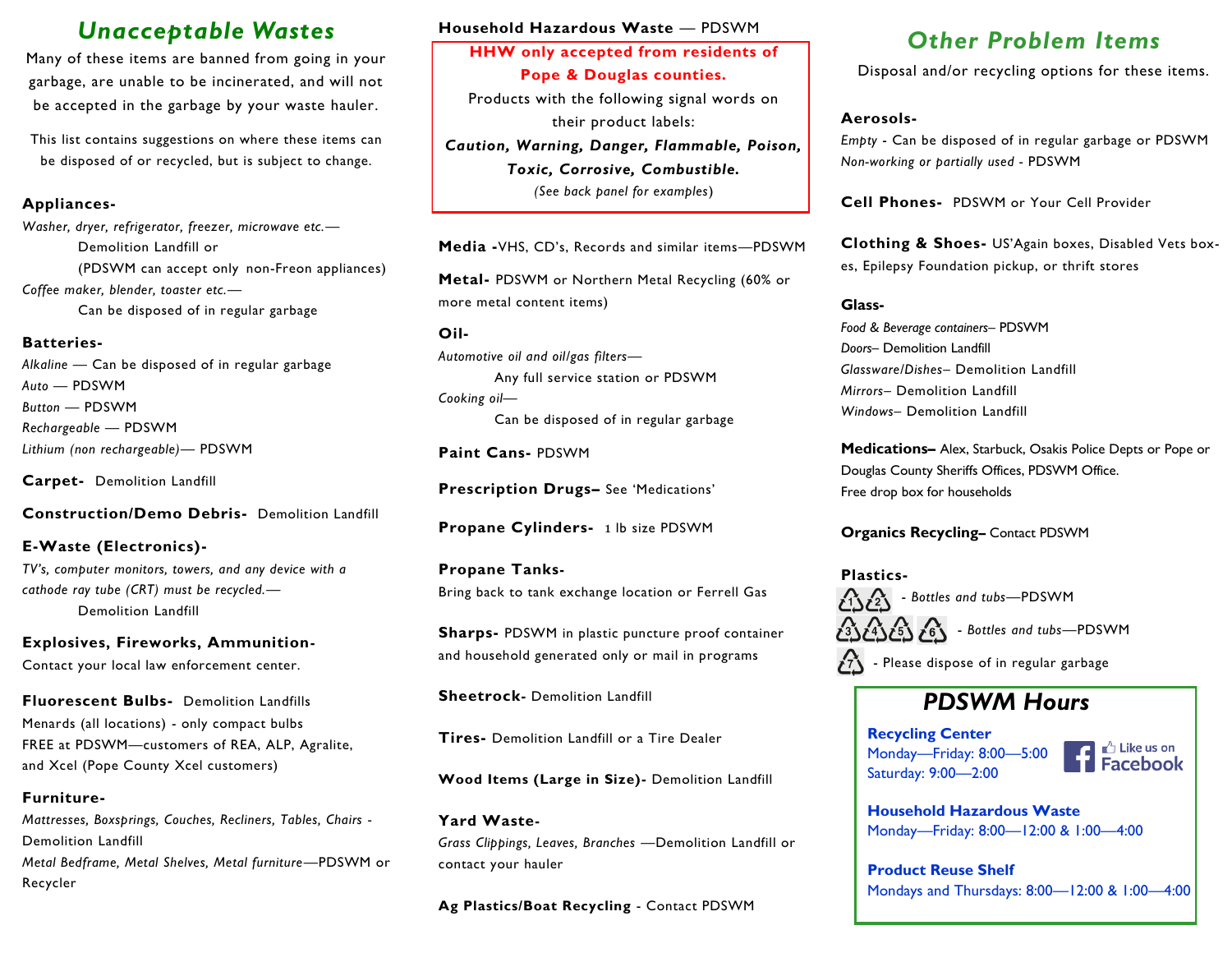## Unacceptable Wastes

Many of these items are banned from going in your garbage, are unable to be incinerated, and will not be accepted in the garbage by your waste hauler.

This list contains suggestions on where these items can be disposed of or recycled, but is subject to change.

**Appliances-**

*Washer, dryer, refrigerator, freezer, microwave etc.*—
Demolition Landfill or
(PDSWM can accept only non-Freon appliances)

*Coffee maker, blender, toaster etc.*—
Can be disposed of in regular garbage

**Batteries-**

*Alkaline* — Can be disposed of in regular garbage
*Auto* — PDSWM
*Button* — PDSWM
*Rechargeable* — PDSWM
*Lithium (non rechargeable)*— PDSWM

**Carpet-** Demolition Landfill

**Construction/Demo Debris-** Demolition Landfill

**E-Waste (Electronics)-**

*TV's, computer monitors, towers, and any device with a cathode ray tube (CRT) must be recycled.*—
Demolition Landfill

**Explosives, Fireworks, Ammunition-**

Contact your local law enforcement center.

**Fluorescent Bulbs-** Demolition Landfills
Menards (all locations) - only compact bulbs
FREE at PDSWM—customers of REA, ALP, Agralite, and Xcel (Pope County Xcel customers)

**Furniture-**

*Mattresses, Boxsprings, Couches, Recliners, Tables, Chairs* - Demolition Landfill
*Metal Bedframe, Metal Shelves, Metal furniture*—PDSWM or Recycler

**Household Hazardous Waste** — PDSWM

**HHW only accepted from residents of Pope & Douglas counties.**

Products with the following signal words on their product labels:

***Caution, Warning, Danger, Flammable, Poison, Toxic, Corrosive, Combustible.***

*(See back panel for examples)*

**Media -**VHS, CD's, Records and similar items—PDSWM

**Metal-** PDSWM or Northern Metal Recycling (60% or more metal content items)

**Oil-**

*Automotive oil and oil/gas filters*—
Any full service station or PDSWM

*Cooking oil*—
Can be disposed of in regular garbage

**Paint Cans-** PDSWM

**Prescription Drugs–** See 'Medications'

**Propane Cylinders-** 1 lb size PDSWM

**Propane Tanks-**

Bring back to tank exchange location or Ferrell Gas

**Sharps-** PDSWM in plastic puncture proof container and household generated only or mail in programs

**Sheetrock-** Demolition Landfill

**Tires-** Demolition Landfill or a Tire Dealer

**Wood Items (Large in Size)-** Demolition Landfill

**Yard Waste-**

*Grass Clippings, Leaves, Branches* —Demolition Landfill or contact your hauler

**Ag Plastics/Boat Recycling** - Contact PDSWM

## Other Problem Items

Disposal and/or recycling options for these items.

**Aerosols-**

*Empty* - Can be disposed of in regular garbage or PDSWM
*Non-working or partially used* - PDSWM

**Cell Phones-** PDSWM or Your Cell Provider

**Clothing & Shoes-** US'Again boxes, Disabled Vets boxes, Epilepsy Foundation pickup, or thrift stores

**Glass-**

*Food & Beverage containers*– PDSWM
*Doors*– Demolition Landfill
*Glassware/Dishes*– Demolition Landfill
*Mirrors*– Demolition Landfill
*Windows*– Demolition Landfill

**Medications–** Alex, Starbuck, Osakis Police Depts or Pope or Douglas County Sheriffs Offices, PDSWM Office.
Free drop box for households

**Organics Recycling–** Contact PDSWM

**Plastics-**

1 2 - *Bottles and tubs*—PDSWM
3 4 5 6 - *Bottles and tubs*—PDSWM
7 - Please dispose of in regular garbage

### PDSWM Hours

**Recycling Center**
Monday—Friday: 8:00—5:00
Saturday: 9:00—2:00

Like us on Facebook

**Household Hazardous Waste**
Monday—Friday: 8:00—12:00 & 1:00—4:00

**Product Reuse Shelf**
Mondays and Thursdays: 8:00—12:00 & 1:00—4:00